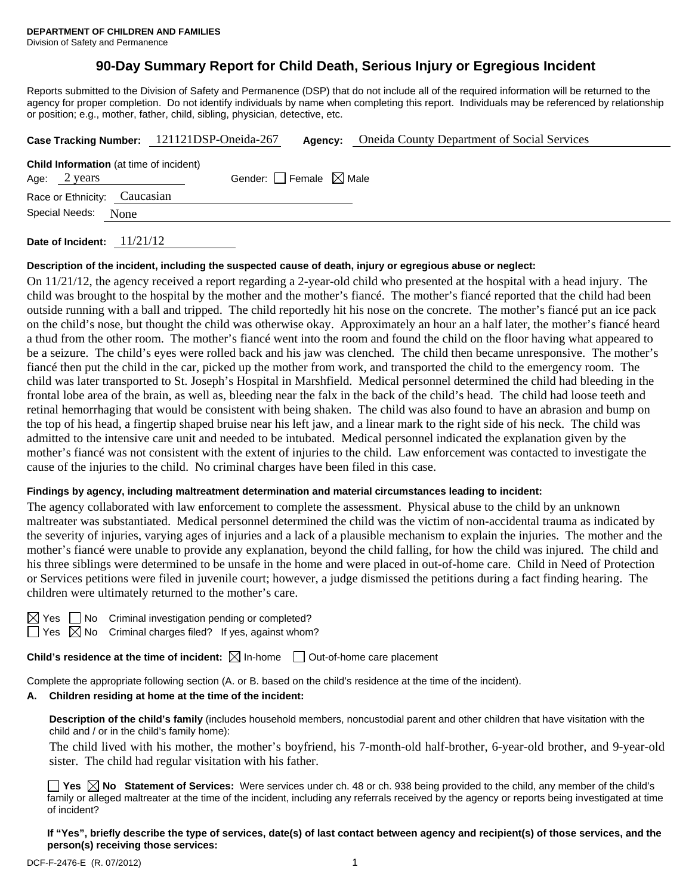**DEPARTMENT OF CHILDREN AND FAMILIES**
Division of Safety and Permanence

# 90-Day Summary Report for Child Death, Serious Injury or Egregious Incident

Reports submitted to the Division of Safety and Permanence (DSP) that do not include all of the required information will be returned to the agency for proper completion. Do not identify individuals by name when completing this report. Individuals may be referenced by relationship or position; e.g., mother, father, child, sibling, physician, detective, etc.

**Case Tracking Number:** 121121DSP-Oneida-267 **Agency:** Oneida County Department of Social Services

**Child Information** (at time of incident)

Age: 2 years Gender: ☐ Female ☒ Male

Race or Ethnicity: Caucasian

Special Needs: None

**Date of Incident:** 11/21/12

**Description of the incident, including the suspected cause of death, injury or egregious abuse or neglect:**

On 11/21/12, the agency received a report regarding a 2-year-old child who presented at the hospital with a head injury. The child was brought to the hospital by the mother and the mother's fiancé. The mother's fiancé reported that the child had been outside running with a ball and tripped. The child reportedly hit his nose on the concrete. The mother's fiancé put an ice pack on the child's nose, but thought the child was otherwise okay. Approximately an hour an a half later, the mother's fiancé heard a thud from the other room. The mother's fiancé went into the room and found the child on the floor having what appeared to be a seizure. The child's eyes were rolled back and his jaw was clenched. The child then became unresponsive. The mother's fiancé then put the child in the car, picked up the mother from work, and transported the child to the emergency room. The child was later transported to St. Joseph's Hospital in Marshfield. Medical personnel determined the child had bleeding in the frontal lobe area of the brain, as well as, bleeding near the falx in the back of the child's head. The child had loose teeth and retinal hemorrhaging that would be consistent with being shaken. The child was also found to have an abrasion and bump on the top of his head, a fingertip shaped bruise near his left jaw, and a linear mark to the right side of his neck. The child was admitted to the intensive care unit and needed to be intubated. Medical personnel indicated the explanation given by the mother's fiancé was not consistent with the extent of injuries to the child. Law enforcement was contacted to investigate the cause of the injuries to the child. No criminal charges have been filed in this case.

**Findings by agency, including maltreatment determination and material circumstances leading to incident:**

The agency collaborated with law enforcement to complete the assessment. Physical abuse to the child by an unknown maltreater was substantiated. Medical personnel determined the child was the victim of non-accidental trauma as indicated by the severity of injuries, varying ages of injuries and a lack of a plausible mechanism to explain the injuries. The mother and the mother's fiancé were unable to provide any explanation, beyond the child falling, for how the child was injured. The child and his three siblings were determined to be unsafe in the home and were placed in out-of-home care. Child in Need of Protection or Services petitions were filed in juvenile court; however, a judge dismissed the petitions during a fact finding hearing. The children were ultimately returned to the mother's care.

☒ Yes ☐ No Criminal investigation pending or completed?

☐ Yes ☒ No Criminal charges filed? If yes, against whom?

**Child's residence at the time of incident:** ☒ In-home ☐ Out-of-home care placement

Complete the appropriate following section (A. or B. based on the child's residence at the time of the incident).

**A. Children residing at home at the time of the incident:**

**Description of the child's family** (includes household members, noncustodial parent and other children that have visitation with the child and / or in the child's family home):

The child lived with his mother, the mother's boyfriend, his 7-month-old half-brother, 6-year-old brother, and 9-year-old sister. The child had regular visitation with his father.

☐ **Yes** ☒ **No** **Statement of Services:** Were services under ch. 48 or ch. 938 being provided to the child, any member of the child's family or alleged maltreater at the time of the incident, including any referrals received by the agency or reports being investigated at time of incident?

**If "Yes", briefly describe the type of services, date(s) of last contact between agency and recipient(s) of those services, and the person(s) receiving those services:**

DCF-F-2476-E (R. 07/2012)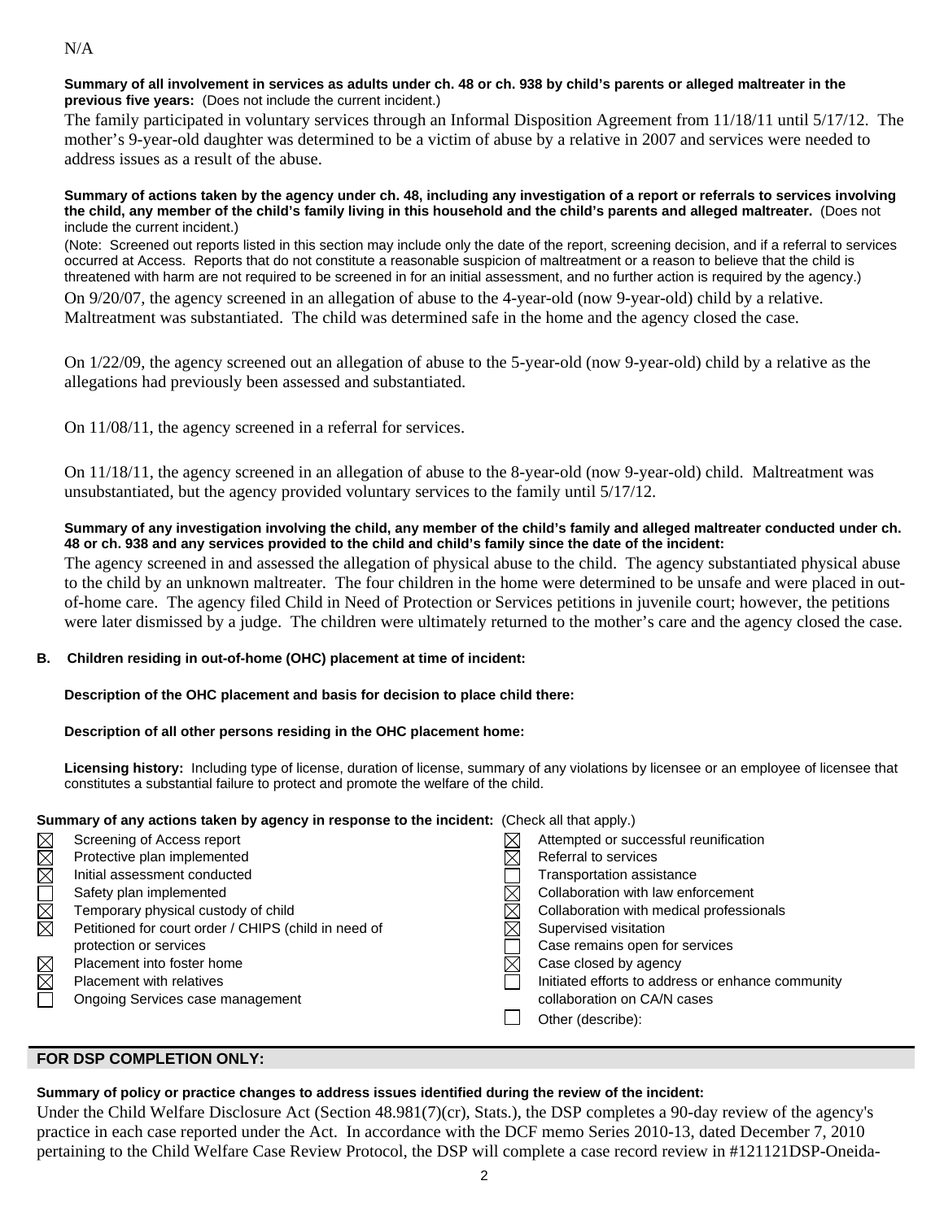N/A

**Summary of all involvement in services as adults under ch. 48 or ch. 938 by child's parents or alleged maltreater in the previous five years:** (Does not include the current incident.)

The family participated in voluntary services through an Informal Disposition Agreement from 11/18/11 until 5/17/12. The mother's 9-year-old daughter was determined to be a victim of abuse by a relative in 2007 and services were needed to address issues as a result of the abuse.

**Summary of actions taken by the agency under ch. 48, including any investigation of a report or referrals to services involving the child, any member of the child's family living in this household and the child's parents and alleged maltreater.** (Does not include the current incident.)

(Note: Screened out reports listed in this section may include only the date of the report, screening decision, and if a referral to services occurred at Access. Reports that do not constitute a reasonable suspicion of maltreatment or a reason to believe that the child is threatened with harm are not required to be screened in for an initial assessment, and no further action is required by the agency.)

On 9/20/07, the agency screened in an allegation of abuse to the 4-year-old (now 9-year-old) child by a relative. Maltreatment was substantiated. The child was determined safe in the home and the agency closed the case.

On 1/22/09, the agency screened out an allegation of abuse to the 5-year-old (now 9-year-old) child by a relative as the allegations had previously been assessed and substantiated.

On 11/08/11, the agency screened in a referral for services.

On 11/18/11, the agency screened in an allegation of abuse to the 8-year-old (now 9-year-old) child. Maltreatment was unsubstantiated, but the agency provided voluntary services to the family until 5/17/12.

**Summary of any investigation involving the child, any member of the child's family and alleged maltreater conducted under ch. 48 or ch. 938 and any services provided to the child and child's family since the date of the incident:**

The agency screened in and assessed the allegation of physical abuse to the child. The agency substantiated physical abuse to the child by an unknown maltreater. The four children in the home were determined to be unsafe and were placed in out-of-home care. The agency filed Child in Need of Protection or Services petitions in juvenile court; however, the petitions were later dismissed by a judge. The children were ultimately returned to the mother's care and the agency closed the case.

**B. Children residing in out-of-home (OHC) placement at time of incident:**

**Description of the OHC placement and basis for decision to place child there:**

**Description of all other persons residing in the OHC placement home:**

**Licensing history:** Including type of license, duration of license, summary of any violations by licensee or an employee of licensee that constitutes a substantial failure to protect and promote the welfare of the child.

**Summary of any actions taken by agency in response to the incident:** (Check all that apply.)

- ☒ Screening of Access report
- ☒ Protective plan implemented
- ☒ Initial assessment conducted
- ☐ Safety plan implemented
- ☒ Temporary physical custody of child
- ☒ Petitioned for court order / CHIPS (child in need of protection or services
- ☒ Placement into foster home
- ☒ Placement with relatives
- ☐ Ongoing Services case management
- ☒ Attempted or successful reunification
- ☒ Referral to services
- ☐ Transportation assistance
- ☒ Collaboration with law enforcement
- ☒ Collaboration with medical professionals
- ☒ Supervised visitation
- ☐ Case remains open for services
- ☒ Case closed by agency
- ☐ Initiated efforts to address or enhance community collaboration on CA/N cases
- ☐ Other (describe):

## FOR DSP COMPLETION ONLY:

**Summary of policy or practice changes to address issues identified during the review of the incident:**

Under the Child Welfare Disclosure Act (Section 48.981(7)(cr), Stats.), the DSP completes a 90-day review of the agency's practice in each case reported under the Act. In accordance with the DCF memo Series 2010-13, dated December 7, 2010 pertaining to the Child Welfare Case Review Protocol, the DSP will complete a case record review in #121121DSP-Oneida-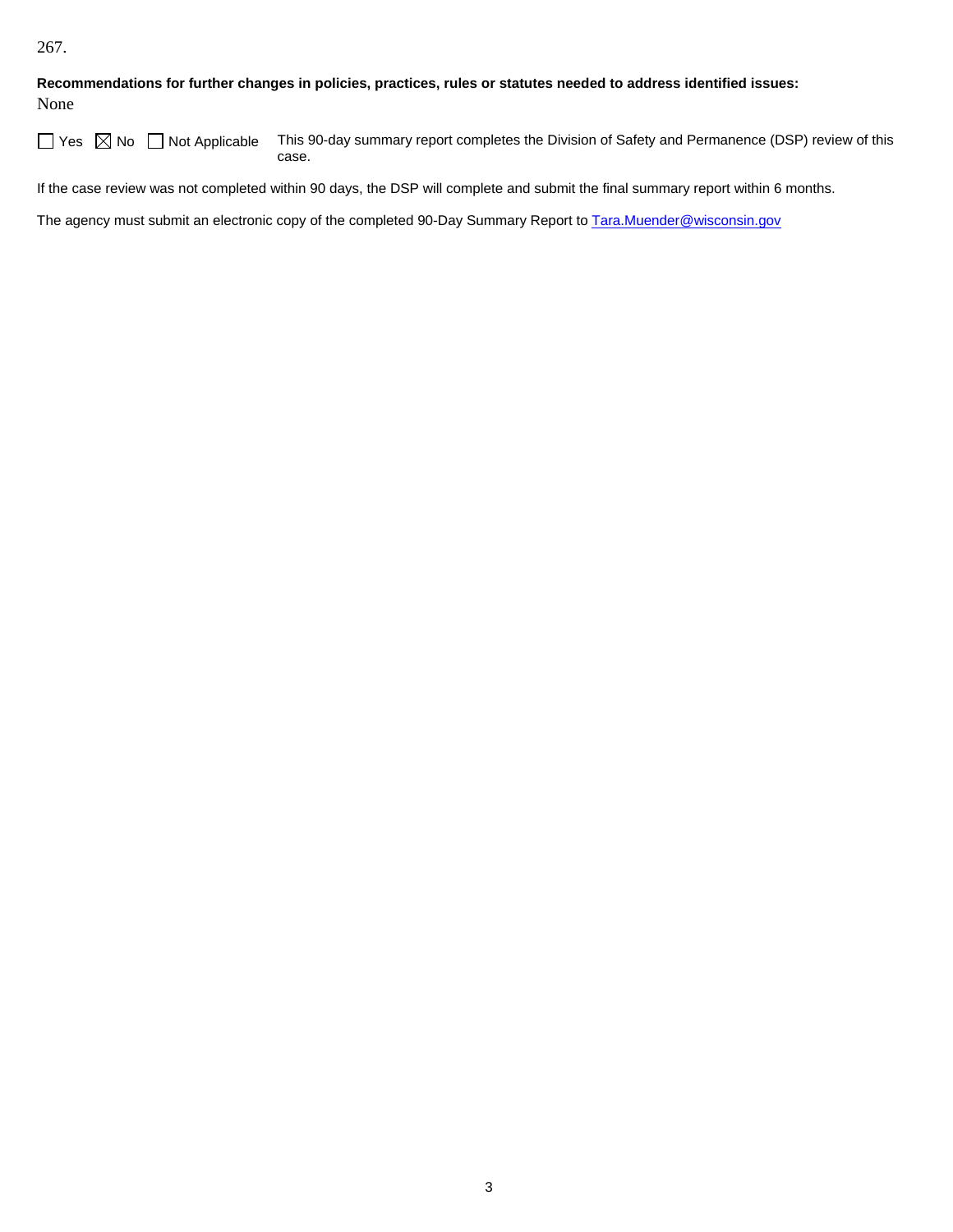267.

**Recommendations for further changes in policies, practices, rules or statutes needed to address identified issues:**
None

☐ Yes ☒ No ☐ Not Applicable This 90-day summary report completes the Division of Safety and Permanence (DSP) review of this case.

If the case review was not completed within 90 days, the DSP will complete and submit the final summary report within 6 months.

The agency must submit an electronic copy of the completed 90-Day Summary Report to Tara.Muender@wisconsin.gov